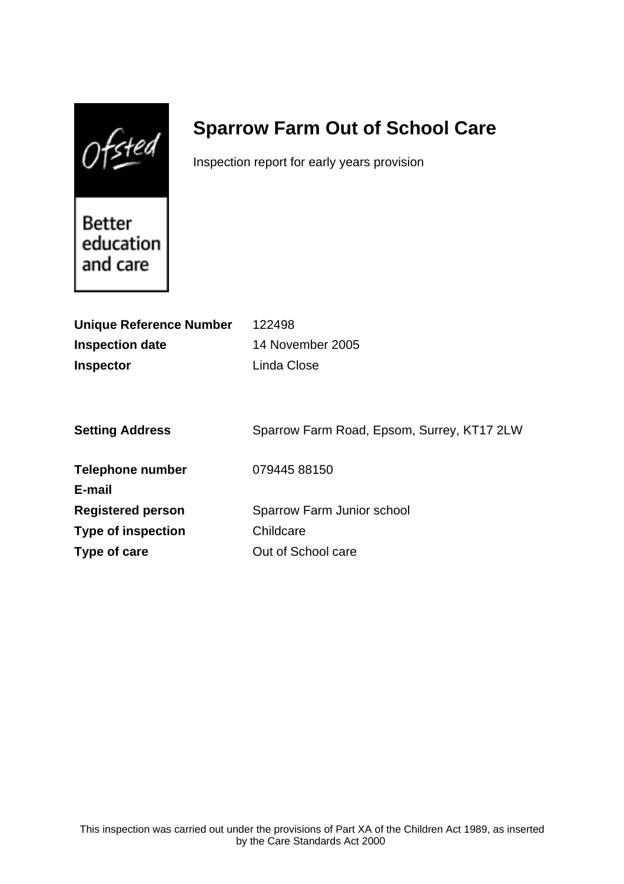# Sparrow Farm Out of School Care

Inspection report for early years provision

| | |
|---|---|
| **Unique Reference Number** | 122498 |
| **Inspection date** | 14 November 2005 |
| **Inspector** | Linda Close |
| **Setting Address** | Sparrow Farm Road, Epsom, Surrey, KT17 2LW |
| **Telephone number** | 079445 88150 |
| **E-mail** | |
| **Registered person** | Sparrow Farm Junior school |
| **Type of inspection** | Childcare |
| **Type of care** | Out of School care |

This inspection was carried out under the provisions of Part XA of the Children Act 1989, as inserted by the Care Standards Act 2000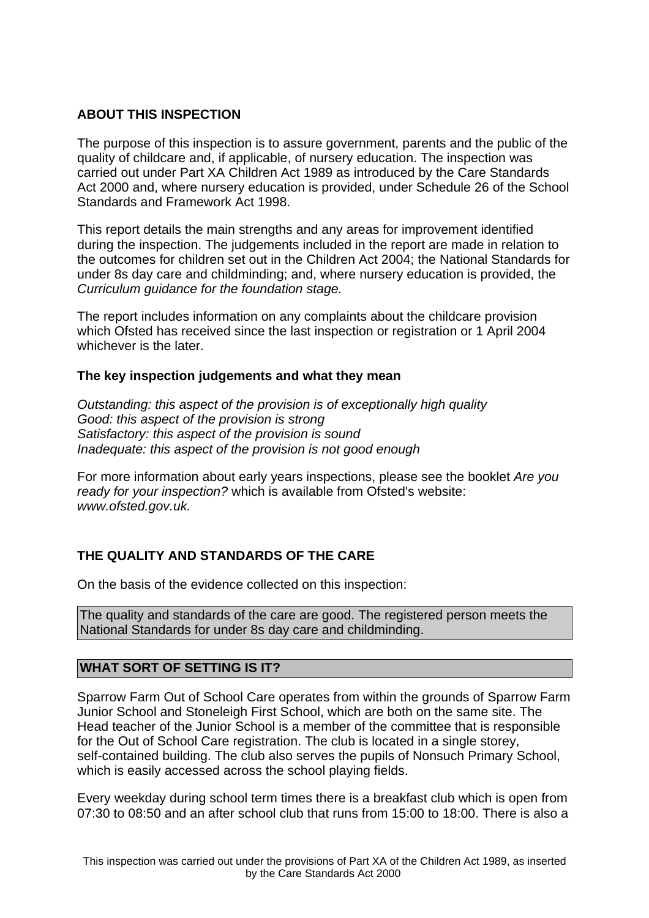## ABOUT THIS INSPECTION

The purpose of this inspection is to assure government, parents and the public of the quality of childcare and, if applicable, of nursery education. The inspection was carried out under Part XA Children Act 1989 as introduced by the Care Standards Act 2000 and, where nursery education is provided, under Schedule 26 of the School Standards and Framework Act 1998.

This report details the main strengths and any areas for improvement identified during the inspection. The judgements included in the report are made in relation to the outcomes for children set out in the Children Act 2004; the National Standards for under 8s day care and childminding; and, where nursery education is provided, the *Curriculum guidance for the foundation stage.*

The report includes information on any complaints about the childcare provision which Ofsted has received since the last inspection or registration or 1 April 2004 whichever is the later.

### The key inspection judgements and what they mean

*Outstanding: this aspect of the provision is of exceptionally high quality*
*Good: this aspect of the provision is strong*
*Satisfactory: this aspect of the provision is sound*
*Inadequate: this aspect of the provision is not good enough*

For more information about early years inspections, please see the booklet *Are you ready for your inspection?* which is available from Ofsted's website: *www.ofsted.gov.uk.*

## THE QUALITY AND STANDARDS OF THE CARE

On the basis of the evidence collected on this inspection:

The quality and standards of the care are good. The registered person meets the National Standards for under 8s day care and childminding.

## WHAT SORT OF SETTING IS IT?

Sparrow Farm Out of School Care operates from within the grounds of Sparrow Farm Junior School and Stoneleigh First School, which are both on the same site. The Head teacher of the Junior School is a member of the committee that is responsible for the Out of School Care registration. The club is located in a single storey, self-contained building. The club also serves the pupils of Nonsuch Primary School, which is easily accessed across the school playing fields.

Every weekday during school term times there is a breakfast club which is open from 07:30 to 08:50 and an after school club that runs from 15:00 to 18:00. There is also a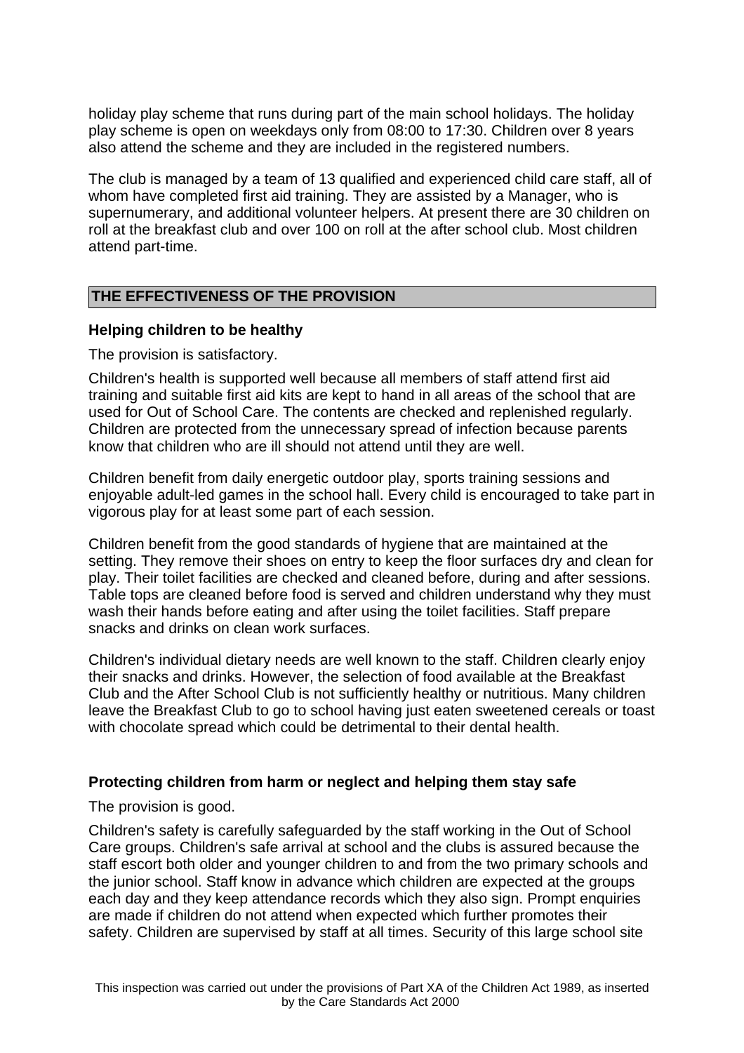holiday play scheme that runs during part of the main school holidays. The holiday play scheme is open on weekdays only from 08:00 to 17:30. Children over 8 years also attend the scheme and they are included in the registered numbers.

The club is managed by a team of 13 qualified and experienced child care staff, all of whom have completed first aid training. They are assisted by a Manager, who is supernumerary, and additional volunteer helpers. At present there are 30 children on roll at the breakfast club and over 100 on roll at the after school club. Most children attend part-time.

## THE EFFECTIVENESS OF THE PROVISION

### Helping children to be healthy

The provision is satisfactory.

Children's health is supported well because all members of staff attend first aid training and suitable first aid kits are kept to hand in all areas of the school that are used for Out of School Care. The contents are checked and replenished regularly. Children are protected from the unnecessary spread of infection because parents know that children who are ill should not attend until they are well.

Children benefit from daily energetic outdoor play, sports training sessions and enjoyable adult-led games in the school hall. Every child is encouraged to take part in vigorous play for at least some part of each session.

Children benefit from the good standards of hygiene that are maintained at the setting. They remove their shoes on entry to keep the floor surfaces dry and clean for play. Their toilet facilities are checked and cleaned before, during and after sessions. Table tops are cleaned before food is served and children understand why they must wash their hands before eating and after using the toilet facilities. Staff prepare snacks and drinks on clean work surfaces.

Children's individual dietary needs are well known to the staff. Children clearly enjoy their snacks and drinks. However, the selection of food available at the Breakfast Club and the After School Club is not sufficiently healthy or nutritious. Many children leave the Breakfast Club to go to school having just eaten sweetened cereals or toast with chocolate spread which could be detrimental to their dental health.

### Protecting children from harm or neglect and helping them stay safe

The provision is good.

Children's safety is carefully safeguarded by the staff working in the Out of School Care groups. Children's safe arrival at school and the clubs is assured because the staff escort both older and younger children to and from the two primary schools and the junior school. Staff know in advance which children are expected at the groups each day and they keep attendance records which they also sign. Prompt enquiries are made if children do not attend when expected which further promotes their safety. Children are supervised by staff at all times. Security of this large school site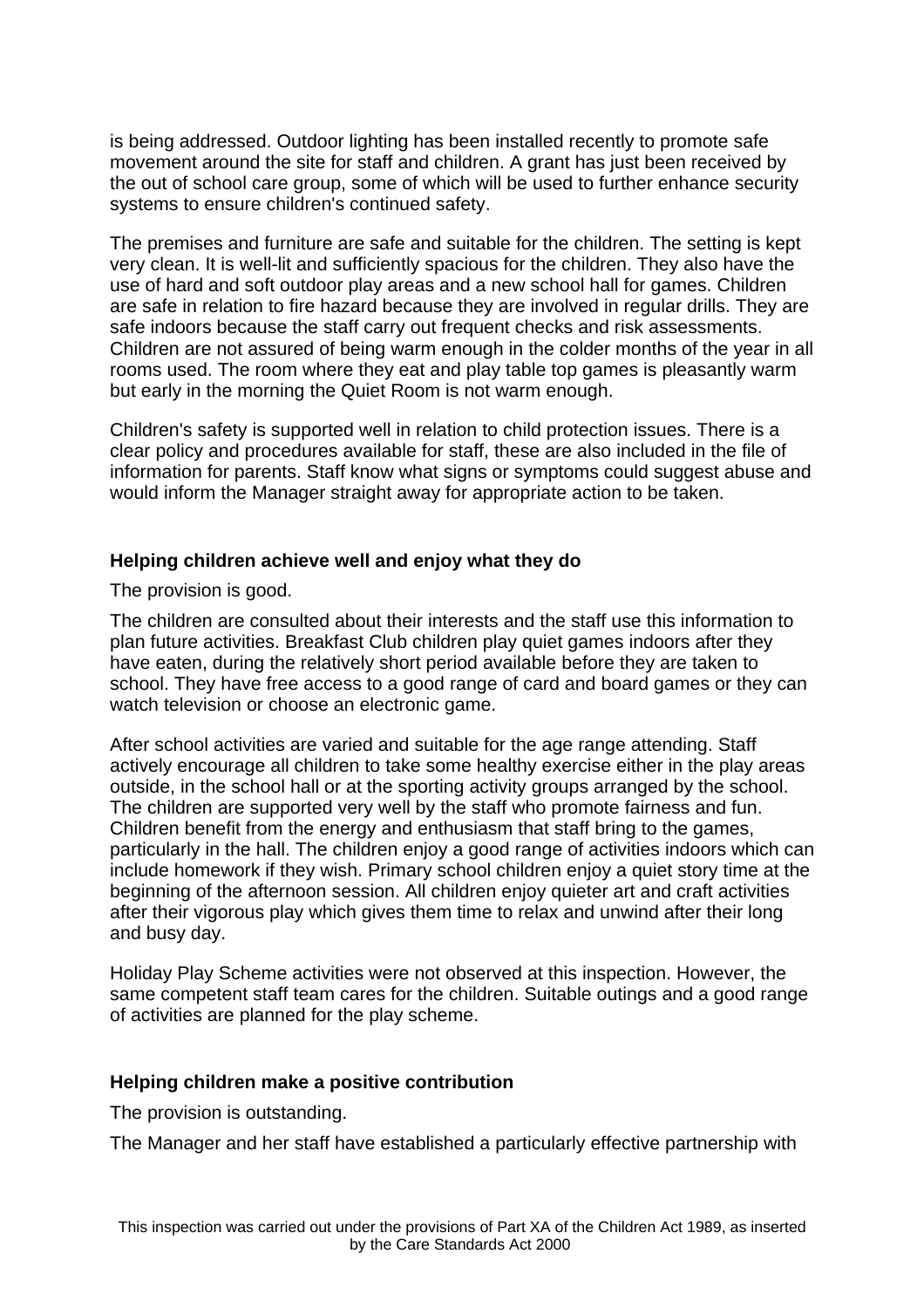is being addressed. Outdoor lighting has been installed recently to promote safe movement around the site for staff and children. A grant has just been received by the out of school care group, some of which will be used to further enhance security systems to ensure children's continued safety.

The premises and furniture are safe and suitable for the children. The setting is kept very clean. It is well-lit and sufficiently spacious for the children. They also have the use of hard and soft outdoor play areas and a new school hall for games. Children are safe in relation to fire hazard because they are involved in regular drills. They are safe indoors because the staff carry out frequent checks and risk assessments. Children are not assured of being warm enough in the colder months of the year in all rooms used. The room where they eat and play table top games is pleasantly warm but early in the morning the Quiet Room is not warm enough.

Children's safety is supported well in relation to child protection issues. There is a clear policy and procedures available for staff, these are also included in the file of information for parents. Staff know what signs or symptoms could suggest abuse and would inform the Manager straight away for appropriate action to be taken.

**Helping children achieve well and enjoy what they do**

The provision is good.

The children are consulted about their interests and the staff use this information to plan future activities. Breakfast Club children play quiet games indoors after they have eaten, during the relatively short period available before they are taken to school. They have free access to a good range of card and board games or they can watch television or choose an electronic game.

After school activities are varied and suitable for the age range attending. Staff actively encourage all children to take some healthy exercise either in the play areas outside, in the school hall or at the sporting activity groups arranged by the school. The children are supported very well by the staff who promote fairness and fun. Children benefit from the energy and enthusiasm that staff bring to the games, particularly in the hall. The children enjoy a good range of activities indoors which can include homework if they wish. Primary school children enjoy a quiet story time at the beginning of the afternoon session. All children enjoy quieter art and craft activities after their vigorous play which gives them time to relax and unwind after their long and busy day.

Holiday Play Scheme activities were not observed at this inspection. However, the same competent staff team cares for the children. Suitable outings and a good range of activities are planned for the play scheme.

**Helping children make a positive contribution**

The provision is outstanding.

The Manager and her staff have established a particularly effective partnership with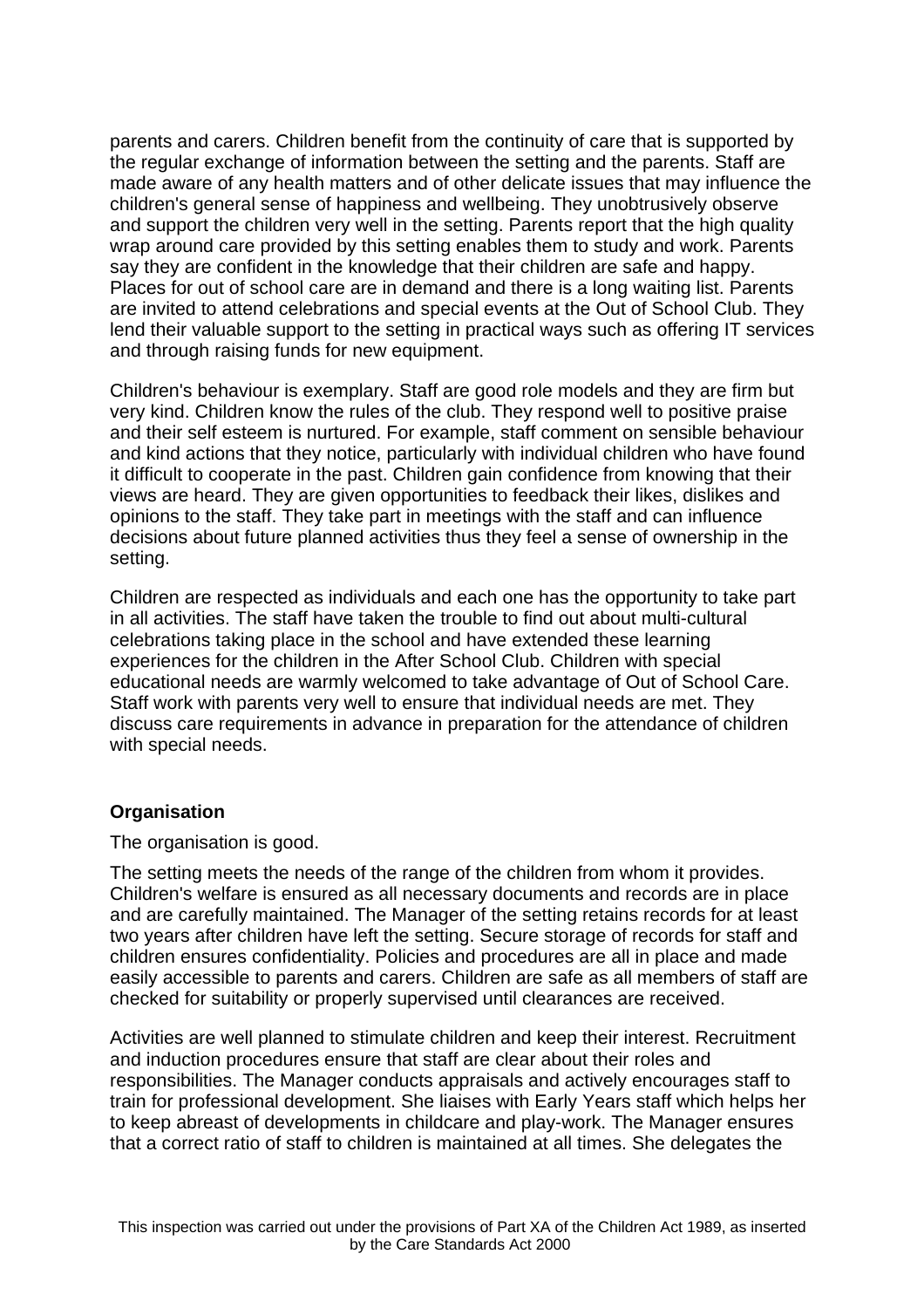parents and carers. Children benefit from the continuity of care that is supported by the regular exchange of information between the setting and the parents. Staff are made aware of any health matters and of other delicate issues that may influence the children's general sense of happiness and wellbeing. They unobtrusively observe and support the children very well in the setting. Parents report that the high quality wrap around care provided by this setting enables them to study and work. Parents say they are confident in the knowledge that their children are safe and happy. Places for out of school care are in demand and there is a long waiting list. Parents are invited to attend celebrations and special events at the Out of School Club. They lend their valuable support to the setting in practical ways such as offering IT services and through raising funds for new equipment.

Children's behaviour is exemplary. Staff are good role models and they are firm but very kind. Children know the rules of the club. They respond well to positive praise and their self esteem is nurtured. For example, staff comment on sensible behaviour and kind actions that they notice, particularly with individual children who have found it difficult to cooperate in the past. Children gain confidence from knowing that their views are heard. They are given opportunities to feedback their likes, dislikes and opinions to the staff. They take part in meetings with the staff and can influence decisions about future planned activities thus they feel a sense of ownership in the setting.

Children are respected as individuals and each one has the opportunity to take part in all activities. The staff have taken the trouble to find out about multi-cultural celebrations taking place in the school and have extended these learning experiences for the children in the After School Club. Children with special educational needs are warmly welcomed to take advantage of Out of School Care. Staff work with parents very well to ensure that individual needs are met. They discuss care requirements in advance in preparation for the attendance of children with special needs.

**Organisation**

The organisation is good.

The setting meets the needs of the range of the children from whom it provides. Children's welfare is ensured as all necessary documents and records are in place and are carefully maintained. The Manager of the setting retains records for at least two years after children have left the setting. Secure storage of records for staff and children ensures confidentiality. Policies and procedures are all in place and made easily accessible to parents and carers. Children are safe as all members of staff are checked for suitability or properly supervised until clearances are received.

Activities are well planned to stimulate children and keep their interest. Recruitment and induction procedures ensure that staff are clear about their roles and responsibilities. The Manager conducts appraisals and actively encourages staff to train for professional development. She liaises with Early Years staff which helps her to keep abreast of developments in childcare and play-work. The Manager ensures that a correct ratio of staff to children is maintained at all times. She delegates the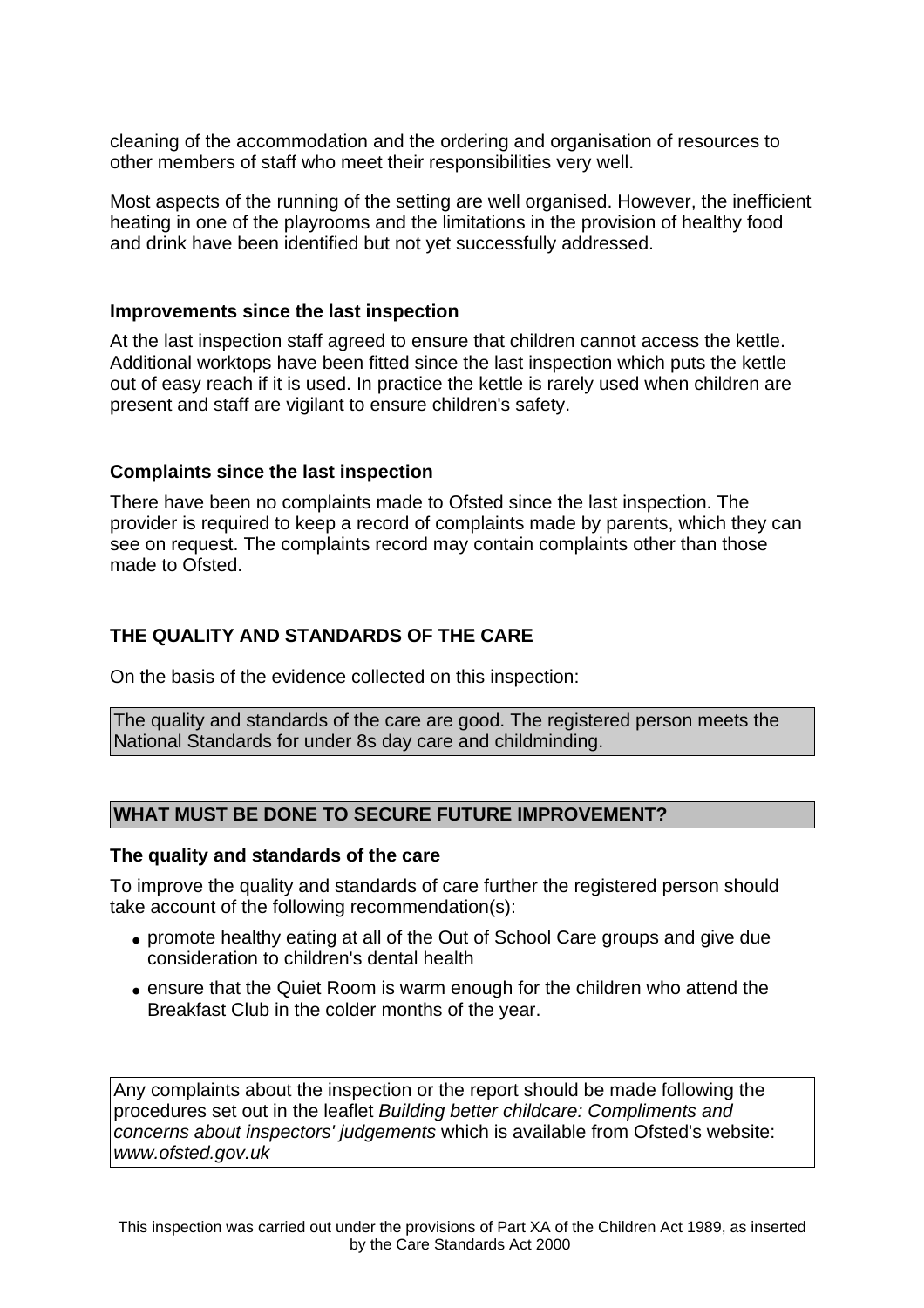cleaning of the accommodation and the ordering and organisation of resources to other members of staff who meet their responsibilities very well.

Most aspects of the running of the setting are well organised. However, the inefficient heating in one of the playrooms and the limitations in the provision of healthy food and drink have been identified but not yet successfully addressed.

### Improvements since the last inspection

At the last inspection staff agreed to ensure that children cannot access the kettle. Additional worktops have been fitted since the last inspection which puts the kettle out of easy reach if it is used. In practice the kettle is rarely used when children are present and staff are vigilant to ensure children's safety.

### Complaints since the last inspection

There have been no complaints made to Ofsted since the last inspection. The provider is required to keep a record of complaints made by parents, which they can see on request. The complaints record may contain complaints other than those made to Ofsted.

## THE QUALITY AND STANDARDS OF THE CARE

On the basis of the evidence collected on this inspection:

The quality and standards of the care are good. The registered person meets the National Standards for under 8s day care and childminding.

## WHAT MUST BE DONE TO SECURE FUTURE IMPROVEMENT?

### The quality and standards of the care

To improve the quality and standards of care further the registered person should take account of the following recommendation(s):

- promote healthy eating at all of the Out of School Care groups and give due consideration to children's dental health
- ensure that the Quiet Room is warm enough for the children who attend the Breakfast Club in the colder months of the year.

Any complaints about the inspection or the report should be made following the procedures set out in the leaflet *Building better childcare: Compliments and concerns about inspectors' judgements* which is available from Ofsted's website: *www.ofsted.gov.uk*

This inspection was carried out under the provisions of Part XA of the Children Act 1989, as inserted by the Care Standards Act 2000